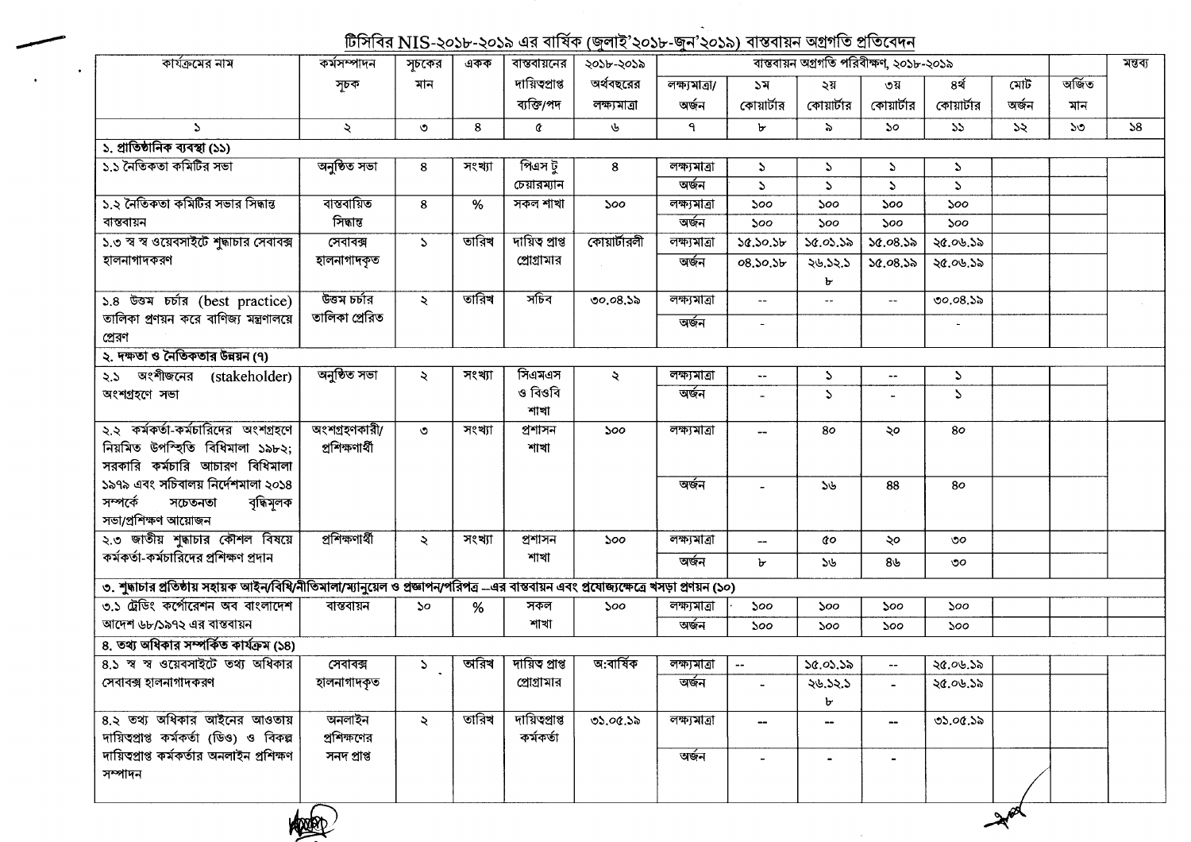## টিসিবির NIS-২০১৮-২০১৯ এর বার্ষিক (জুলাই'২০১৮-জুন'২০১৯) বাস্তবায়ন অগ্রগতি প্রতিবেদন

| কার্যক্রমের নাম | কর্মসম্পাদন সূচক | সূচকের মান | একক | বাস্তবায়নের দায়িত্বপ্রাপ্ত ব্যক্তি/পদ | ২০১৮-২০১৯ অর্থবছরের লক্ষ্যমাত্রা | বাস্তবায়ন অগ্রগতি পরিবীক্ষণ, ২০১৮-২০১৯ | | | | | | | মন্তব্য |
|---|---|---|---|---|---|---|---|---|---|---|---|---|---|
| | | | | | | লক্ষ্যমাত্রা/ অর্জন | ১ম কোয়ার্টার | ২য় কোয়ার্টার | ৩য় কোয়ার্টার | ৪র্থ কোয়ার্টার | মোট অর্জন | অর্জিত মান | |
| ১ | ২ | ৩ | ৪ | ৫ | ৬ | ৭ | ৮ | ৯ | ১০ | ১১ | ১২ | ১৩ | ১৪ |
| **১. প্রাতিষ্ঠানিক ব্যবস্থা (১১)** | | | | | | | | | | | | | |
| ১.১ নৈতিকতা কমিটির সভা | অনুষ্ঠিত সভা | ৪ | সংখ্যা | পিএস টু চেয়ারম্যান | ৪ | লক্ষ্যমাত্রা | ১ | ১ | ১ | ১ | | | |
| | | | | | | অর্জন | ১ | ১ | ১ | ১ | | | |
| ১.২ নৈতিকতা কমিটির সভার সিদ্ধান্ত বাস্তবায়ন | বাস্তবায়িত সিদ্ধান্ত | ৪ | % | সকল শাখা | ১০০ | লক্ষ্যমাত্রা | ১০০ | ১০০ | ১০০ | ১০০ | | | |
| | | | | | | অর্জন | ১০০ | ১০০ | ১০০ | ১০০ | | | |
| ১.৩ স্ব স্ব ওয়েবসাইটে শুদ্ধাচার সেবাবক্স হালনাগাদকরণ | সেবাবক্স হালনাগাদকৃত | ১ | তারিখ | দায়িত্ব প্রাপ্ত প্রোগ্রামার | কোয়ার্টারলী | লক্ষ্যমাত্রা | ১৫.১০.১৮ | ১৫.০১.১৯ | ১৫.০৪.১৯ | ২৫.০৬.১৯ | | | |
| | | | | | | অর্জন | ০৪.১০.১৮ | ২৬.১২.১৮ | ১৫.০৪.১৯ | ২৫.০৬.১৯ | | | |
| ১.৪ উত্তম চর্চার (best practice) তালিকা প্রণয়ন করে বাণিজ্য মন্ত্রণালয়ে প্রেরণ | উত্তম চর্চার তালিকা প্রেরিত | ২ | তারিখ | সচিব | ৩০.০৪.১৯ | লক্ষ্যমাত্রা | -- | -- | -- | ৩০.০৪.১৯ | | | |
| | | | | | | অর্জন | - | | | - | | | |
| **২. দক্ষতা ও নৈতিকতার উন্নয়ন (৭)** | | | | | | | | | | | | | |
| ২.১ অংশীজনের (stakeholder) অংশগ্রহণে সভা | অনুষ্ঠিত সভা | ২ | সংখ্যা | সিএমএস ও বিওবি শাখা | ২ | লক্ষ্যমাত্রা | -- | ১ | -- | ১ | | | |
| | | | | | | অর্জন | - | ১ | - | ১ | | | |
| ২.২ কর্মকর্তা-কর্মচারিদের অংশগ্রহণে নিয়মিত উপস্থিতি বিধিমালা ১৯৮২; সরকারি কর্মচারি আচারণ বিধিমালা ১৯৭৯ এবং সচিবালয় নির্দেশমালা ২০১৪ সম্পর্কে সচেতনতা বৃদ্ধিমূলক সভা/প্রশিক্ষণ আয়োজন | অংশগ্রহণকারী/ প্রশিক্ষণার্থী | ৩ | সংখ্যা | প্রশাসন শাখা | ১০০ | লক্ষ্যমাত্রা | -- | ৪০ | ২০ | ৪০ | | | |
| | | | | | | অর্জন | - | ১৬ | ৪৪ | ৪০ | | | |
| ২.৩ জাতীয় শুদ্ধাচার কৌশল বিষয়ে কর্মকর্তা-কর্মচারিদের প্রশিক্ষণ প্রদান | প্রশিক্ষণার্থী | ২ | সংখ্যা | প্রশাসন শাখা | ১০০ | লক্ষ্যমাত্রা | -- | ৫০ | ২০ | ৩০ | | | |
| | | | | | | অর্জন | ৮ | ১৬ | ৪৬ | ৩০ | | | |
| **৩. শুদ্ধাচার প্রতিষ্ঠায় সহায়ক আইন/বিধি/নীতিমালা/ম্যানুয়েল ও প্রজ্ঞাপন/পরিপত্র --এর বাস্তবায়ন এবং প্রযোজ্যক্ষেত্রে খসড়া প্রণয়ন (১০)** | | | | | | | | | | | | | |
| ৩.১ ট্রেডিং কর্পোরেশন অব বাংলাদেশ আদেশ ৬৮/১৯৭২ এর বাস্তবায়ন | বাস্তবায়ন | ১০ | % | সকল শাখা | ১০০ | লক্ষ্যমাত্রা | ১০০ | ১০০ | ১০০ | ১০০ | | | |
| | | | | | | অর্জন | ১০০ | ১০০ | ১০০ | ১০০ | | | |
| **৪. তথ্য অধিকার সম্পর্কিত কার্যক্রম (১৪)** | | | | | | | | | | | | | |
| ৪.১ স্ব স্ব ওয়েবসাইটে তথ্য অধিকার সেবাবক্স হালনাগাদকরণ | সেবাবক্স হালনাগাদকৃত | ১ | তারিখ | দায়িত্ব প্রাপ্ত প্রোগ্রামার | অ:বার্ষিক | লক্ষ্যমাত্রা | -- | ১৫.০১.১৯ | -- | ২৫.০৬.১৯ | | | |
| | | | | | | অর্জন | - | ২৬.১২.১৮ | - | ২৫.০৬.১৯ | | | |
| ৪.২ তথ্য অধিকার আইনের আওতায় দায়িত্বপ্রাপ্ত কর্মকর্তা (ডিও) ও বিকল্প দায়িত্বপ্রাপ্ত কর্মকর্তার অনলাইন প্রশিক্ষণ সম্পাদন | অনলাইন প্রশিক্ষণের সনদ প্রাপ্ত | ২ | তারিখ | দায়িত্বপ্রাপ্ত কর্মকর্তা | ৩১.০৫.১৯ | লক্ষ্যমাত্রা | -- | -- | -- | ৩১.০৫.১৯ | | | |
| | | | | | | অর্জন | - | - | - | | | | |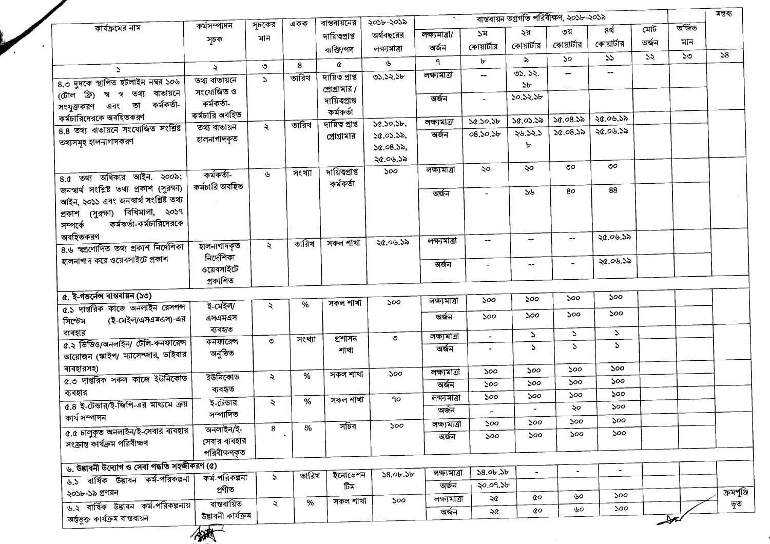| কার্যক্রমের নাম | কর্মসম্পাদন সূচক | সূচকের মান | একক | বাস্তবায়নের দায়িত্বপ্রাপ্ত ব্যক্তি/পদ | ২০১৮-২০১৯ অর্থবছরের লক্ষ্যমাত্রা | বাস্তবায়ন অগ্রগতি পরিবীক্ষণ, ২০১৮-২০১৯ | | | | | | অর্জিত মান | মন্তব্য |
|---|---|---|---|---|---|---|---|---|---|---|---|---|---|
| | | | | | | লক্ষ্যমাত্রা/ অর্জন | ১ম কোয়ার্টার | ২য় কোয়ার্টার | ৩য় কোয়ার্টার | ৪র্থ কোয়ার্টার | মোট অর্জন | | |
| ১ | ২ | ৩ | ৪ | ৫ | ৬ | ৭ | ৮ | ৯ | ১০ | ১১ | ১২ | ১৩ | ১৪ |
| ৪.৩ দুদকে স্থাপিত হটলাইন নম্বর ১০৬ (টোল ফ্রি) স্ব স্ব তথ্য বাতায়নে সংযুক্তকরণ এবং তা কর্মকর্তা-কর্মচারিদেরকে অবহিতকরণ | তথ্য বাতায়নে সংযোজিত ও কর্মকর্তা-কর্মচারি অবহিত | ১ | তারিখ | দায়িত্ব প্রাপ্ত প্রোগ্রামার / দায়িত্বপ্রাপ্ত কর্মকর্তা | ৩১.১২.১৮ | লক্ষ্যমাত্রা | -- | ৩১. ১২. ১৮ | -- | -- | | | |
| | | | | | | অর্জন | - | ১০.১২.১৮ | | | | | |
| ৪.৪ তথ্য বাতায়নে সংযোজিত সংশ্লিষ্ট তথ্যসমূহ হালনাগাদকরণ | তথ্য বাতায়ন হালনাগাদকৃত | ২ | তারিখ | দায়িত্ব প্রাপ্ত প্রোগ্রামার | ১৫.১০.১৮, ১৫.০১.১৯, ১৫.০৪.১৯, ২৫.০৬.১৯ | লক্ষ্যমাত্রা | ১৫.১০.১৮ | ১৫.০১.১৯ | ১৫.০৪.১৯ | ২৫.০৬.১৯ | | | |
| | | | | | | অর্জন | ০৪.১০.১৮ | ২৬.১২.১৮ | ১৫.০৪.১৯ | ২৫.০৬.১৯ | | | |
| ৪.৫ তথ্য অধিকার আইন, ২০০৯; জনস্বার্থ সংশ্লিষ্ট তথ্য প্রকাশ (সুরক্ষা) আইন, ২০১১ এবং জনস্বার্থ সংশ্লিষ্ট তথ্য প্রকাশ (সুরক্ষা) বিধিমালা, ২০১৭ সম্পর্কে কর্মকর্তা-কর্মচারিদেরকে অবহিতকরণ | কর্মকর্তা-কর্মচারি অবহিত | ৬ | সংখ্যা | দায়িত্বপ্রাপ্ত কর্মকর্তা | ১০০ | লক্ষ্যমাত্রা | ২০ | ২০ | ৩০ | ৩০ | | | |
| | | | | | | অর্জন | - | ১৬ | ৪০ | ৪৪ | | | |
| ৪.৬ স্বপ্রণোদিত তথ্য প্রকাশ নির্দেশিকা হালনাগাদ করে ওয়েবসাইটে প্রকাশ | হালনাগাদকৃত নির্দেশিকা ওয়েবসাইটে প্রকাশিত | ২ | তারিখ | সকল শাখা | ২৫.০৬.১৯ | লক্ষ্যমাত্রা | -- | -- | -- | ২৫.০৬.১৯ | | | |
| | | | | | | অর্জন | - | -- | - | ২৫.০৬.১৯ | | | |
| **৫. ই-গভর্নেন্স বাস্তবায়ন (১৩)** | | | | | | | | | | | | | |
| ৫.১ দাপ্তরিক কাজে অনলাইন রেসপন্স সিস্টেম (ই-মেইল/এসএমএস)-এর ব্যবহার | ই-মেইল/ এসএমএস ব্যবহৃত | ২ | % | সকল শাখা | ১০০ | লক্ষ্যমাত্রা | ১০০ | ১০০ | ১০০ | ১০০ | | | |
| | | | | | | অর্জন | ১০০ | ১০০ | ১০০ | ১০০ | | | |
| ৫.২ ভিডিও/অনলাইন/ টেলি-কনফারেন্স আয়োজন (স্কাইপ/ ম্যাসেঞ্জার, ভাইবার ব্যবহারসহ) | কনফারেন্স অনুষ্ঠিত | ৩ | সংখ্যা | প্রশাসন শাখা | ৩ | লক্ষ্যমাত্রা | - | ১ | ১ | ১ | | | |
| | | | | | | অর্জন | - | ১ | ১ | ১ | | | |
| ৫.৩ দাপ্তরিক সকল কাজে ইউনিকোড ব্যবহার | ইউনিকোড ব্যবহৃত | ২ | % | সকল শাখা | ১০০ | লক্ষ্যমাত্রা | ১০০ | ১০০ | ১০০ | ১০০ | | | |
| | | | | | | অর্জন | ১০০ | ১০০ | ১০০ | ১০০ | | | |
| ৫.৪ ই-টেন্ডার/ই-জিপি-এর মাধ্যমে ক্রয় কার্য সম্পাদন | ই-টেন্ডার সম্পাদিত | ২ | % | সকল শাখা | ৭০ | লক্ষ্যমাত্রা | ১০০ | ১০০ | ১০০ | ১০০ | | | |
| | | | | | | অর্জন | - | - | ২০ | ১০০ | | | |
| ৫.৫ চালুকৃত অনলাইন/ই-সেবার ব্যবহার সংক্রান্ত কার্যক্রম পরিবীক্ষণ | অনলাইন/ই-সেবার ব্যবহার পরিবীক্ষণকৃত | ৪ | % | সচিব | ১০০ | লক্ষ্যমাত্রা | ১০০ | ১০০ | ১০০ | ১০০ | | | |
| | | | | | | অর্জন | ১০০ | ১০০ | ১০০ | ১০০ | | | |
| **৬. উদ্ভাবনী উদ্যোগ ও সেবা পদ্ধতি সহজীকরণ (৫)** | | | | | | | | | | | | | |
| ৬.১ বার্ষিক উদ্ভাবন কর্ম-পরিকল্পনা ২০১৮-১৯ প্রণয়ন | কর্ম-পরিকল্পনা প্রণীত | ১ | তারিখ | ইনোভেশন টিম | ১৪.০৮.১৮ | লক্ষ্যমাত্রা | ১৪.০৮.১৮ | - | - | - | | | |
| | | | | | | অর্জন | ২০.০৭.১৮ | | | | | | |
| ৬.২ বার্ষিক উদ্ভাবন কর্ম-পরিকল্পনায় অন্তর্ভুক্ত কার্যক্রম বাস্তবায়ন | বাস্তবায়িত উদ্ভাবনী কার্যক্রম | ২ | % | সকল শাখা | ১০০ | লক্ষ্যমাত্রা | ২৫ | ৫০ | ৬০ | ১০০ | | | ক্রমপুঞ্জিভূত |
| | | | | | | অর্জন | ২৫ | ৫০ | ৬০ | ১০০ | | | |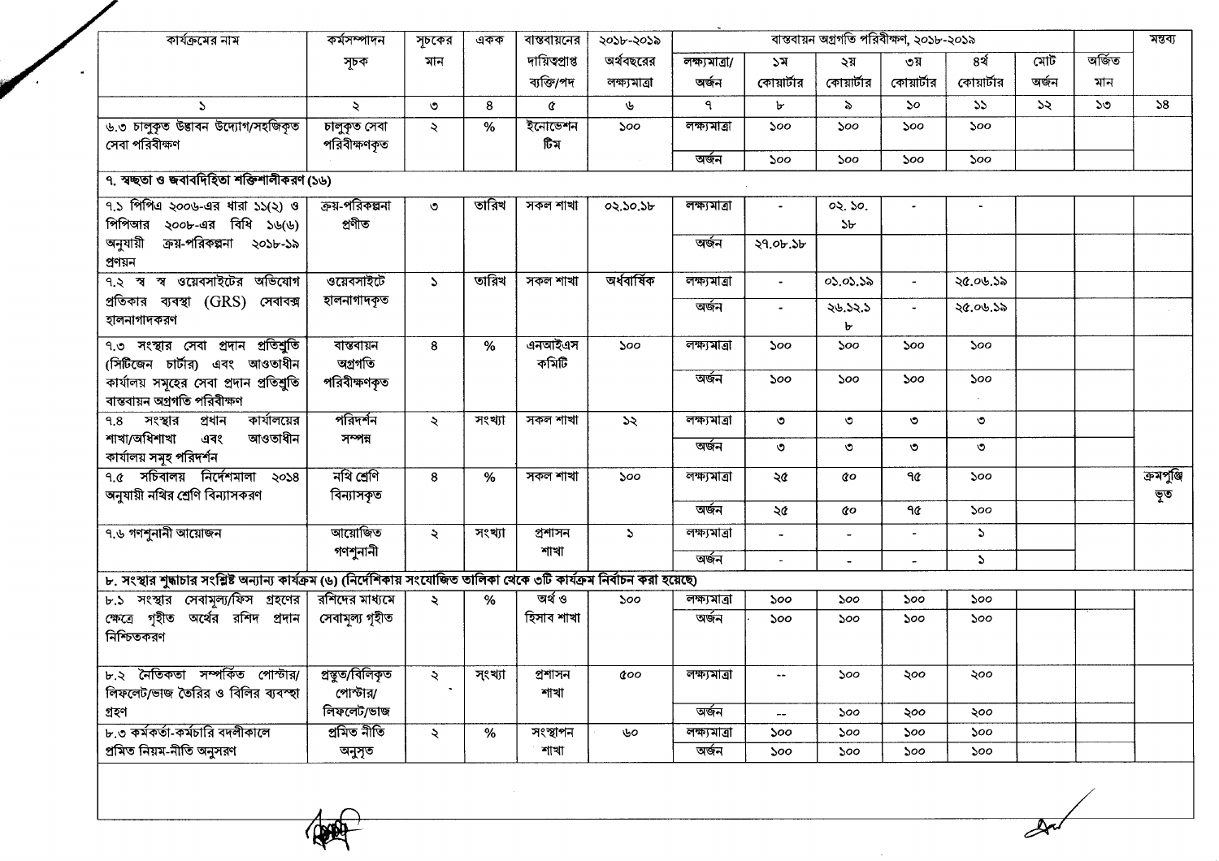| কার্যক্রমের নাম | কর্মসম্পাদন সূচক | সূচকের মান | একক | বাস্তবায়নের দায়িত্বপ্রাপ্ত ব্যক্তি/পদ | ২০১৮-২০১৯ অর্থবছরের লক্ষ্যমাত্রা | বাস্তবায়ন অগ্রগতি পরিবীক্ষণ, ২০১৮-২০১৯ | | | | | | | মন্তব্য |
|---|---|---|---|---|---|---|---|---|---|---|---|---|---|
| | | | | | | লক্ষ্যমাত্রা/ অর্জন | ১ম কোয়ার্টার | ২য় কোয়ার্টার | ৩য় কোয়ার্টার | ৪র্থ কোয়ার্টার | মোট অর্জন | অর্জিত মান | |
| ১ | ২ | ৩ | ৪ | ৫ | ৬ | ৭ | ৮ | ৯ | ১০ | ১১ | ১২ | ১৩ | ১৪ |
| ৬.৩ চালুকৃত উদ্ভাবন উদ্যোগ/সহজিকৃত সেবা পরিবীক্ষণ | চালুকৃত সেবা পরিবীক্ষণকৃত | ২ | % | ইনোভেশন টিম | ১০০ | লক্ষ্যমাত্রা | ১০০ | ১০০ | ১০০ | ১০০ | | | |
| | | | | | | অর্জন | ১০০ | ১০০ | ১০০ | ১০০ | | | |
| **৭. স্বচ্ছতা ও জবাবদিহিতা শক্তিশালীকরণ (১৬)** | | | | | | | | | | | | | |
| ৭.১ পিপিএ ২০০৬-এর ধারা ১১(২) ও পিপিআর ২০০৮-এর বিধি ১৬(৬) অনুযায়ী ক্রয়-পরিকল্পনা ২০১৮-১৯ প্রণয়ন | ক্রয়-পরিকল্পনা প্রণীত | ৩ | তারিখ | সকল শাখা | ০২.১০.১৮ | লক্ষ্যমাত্রা | - | ০২.১০.১৮ | - | - | | | |
| | | | | | | অর্জন | ২৭.০৮.১৮ | | | | | | |
| ৭.২ স্ব স্ব ওয়েবসাইটের অভিযোগ প্রতিকার ব্যবস্থা (GRS) সেবাবক্স হালনাগাদকরণ | ওয়েবসাইটে হালনাগাদকৃত | ১ | তারিখ | সকল শাখা | অর্ধবার্ষিক | লক্ষ্যমাত্রা | - | ০১.০১.১৯ | - | ২৫.০৬.১৯ | | | |
| | | | | | | অর্জন | - | ২৬.১২.১৮ | - | ২৫.০৬.১৯ | | | |
| ৭.৩ সংস্থার সেবা প্রদান প্রতিশ্রুতি (সিটিজেন চার্টার) এবং আওতাধীন কার্যালয় সমূহের সেবা প্রদান প্রতিশ্রুতি বাস্তবায়ন অগ্রগতি পরিবীক্ষণ | বাস্তবায়ন অগ্রগতি পরিবীক্ষণকৃত | ৪ | % | এনআইএস কমিটি | ১০০ | লক্ষ্যমাত্রা | ১০০ | ১০০ | ১০০ | ১০০ | | | |
| | | | | | | অর্জন | ১০০ | ১০০ | ১০০ | ১০০ | | | |
| ৭.৪ সংস্থার প্রধান কার্যালয়ের শাখা/অধিশাখা এবং আওতাধীন কার্যালয় সমূহ পরিদর্শন | পরিদর্শন সম্পন্ন | ২ | সংখ্যা | সকল শাখা | ১২ | লক্ষ্যমাত্রা | ৩ | ৩ | ৩ | ৩ | | | |
| | | | | | | অর্জন | ৩ | ৩ | ৩ | ৩ | | | |
| ৭.৫ সচিবালয় নির্দেশমালা ২০১৪ অনুযায়ী নথির শ্রেণি বিন্যাসকরণ | নথি শ্রেণি বিন্যাসকৃত | ৪ | % | সকল শাখা | ১০০ | লক্ষ্যমাত্রা | ২৫ | ৫০ | ৭৫ | ১০০ | | | ক্রমপুঞ্জিভূত |
| | | | | | | অর্জন | ২৫ | ৫০ | ৭৫ | ১০০ | | | |
| ৭.৬ গণশুনানী আয়োজন | আয়োজিত গণশুনানী | ২ | সংখ্যা | প্রশাসন শাখা | ১ | লক্ষ্যমাত্রা | - | - | - | ১ | | | |
| | | | | | | অর্জন | - | - | - | ১ | | | |
| **৮. সংস্থার শুদ্ধাচার সংশ্লিষ্ট অন্যান্য কার্যক্রম (৬) (নির্দেশিকায় সংযোজিত তালিকা থেকে ৩টি কার্যক্রম নির্বাচন করা হয়েছে)** | | | | | | | | | | | | | |
| ৮.১ সংস্থার সেবামূল্য/ফিস গ্রহণের ক্ষেত্রে গৃহীত অর্থের রশিদ প্রদান নিশ্চিতকরণ | রশিদের মাধ্যমে সেবামূল্য গৃহীত | ২ | % | অর্থ ও হিসাব শাখা | ১০০ | লক্ষ্যমাত্রা | ১০০ | ১০০ | ১০০ | ১০০ | | | |
| | | | | | | অর্জন | ১০০ | ১০০ | ১০০ | ১০০ | | | |
| ৮.২ নৈতিকতা সম্পর্কিত পোস্টার/ লিফলেট/ভাজ তৈরির ও বিলির ব্যবস্থা গ্রহণ | প্রস্তুত/বিলিকৃত পোস্টার/ লিফলেট/ভাজ | ২ | সংখ্যা | প্রশাসন শাখা | ৫০০ | লক্ষ্যমাত্রা | -- | ১০০ | ২০০ | ২০০ | | | |
| | | | | | | অর্জন | -- | ১০০ | ২০০ | ২০০ | | | |
| ৮.৩ কর্মকর্তা-কর্মচারি বদলীকালে প্রমিত নিয়ম-নীতি অনুসরণ | প্রমিত নীতি অনুসৃত | ২ | % | সংস্থাপন শাখা | ৬০ | লক্ষ্যমাত্রা | ১০০ | ১০০ | ১০০ | ১০০ | | | |
| | | | | | | অর্জন | ১০০ | ১০০ | ১০০ | ১০০ | | | |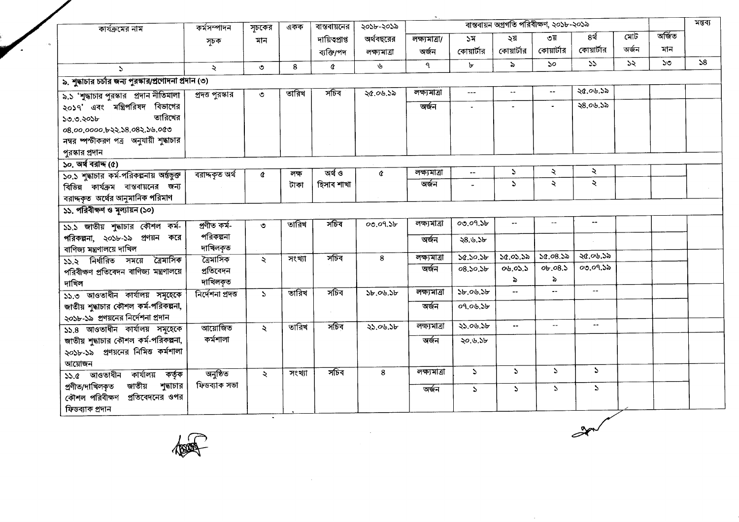| কার্যক্রমের নাম | কর্মসম্পাদন সূচক | সূচকের মান | একক | বাস্তবায়নের দায়িত্বপ্রাপ্ত ব্যক্তি/পদ | ২০১৮-২০১৯ অর্থবছরের লক্ষ্যমাত্রা | বাস্তবায়ন অগ্রগতি পরিবীক্ষণ, ২০১৮-২০১৯ | | | | | | | মন্তব্য |
|---|---|---|---|---|---|---|---|---|---|---|---|---|---|
| | | | | | | লক্ষ্যমাত্রা/ অর্জন | ১ম কোয়ার্টার | ২য় কোয়ার্টার | ৩য় কোয়ার্টার | ৪র্থ কোয়ার্টার | মোট অর্জন | অর্জিত মান | |
| ১ | ২ | ৩ | ৪ | ৫ | ৬ | ৭ | ৮ | ৯ | ১০ | ১১ | ১২ | ১৩ | ১৪ |
| **৯. শুদ্ধাচার চর্চার জন্য পুরস্কার/প্রণোদনা প্রদান (৩)** | | | | | | | | | | | | | |
| ৯.১ 'শুদ্ধাচার পুরস্কার প্রদান নীতিমালা ২০১৭' এবং মন্ত্রিপরিষদ বিভাগের ১৩.৩.২০১৮ তারিখের ০৪.০০.০০০০.৮২২.১৪.০৪২.১৬.০৫৩ নম্বর স্পষ্টীকরণ পত্র অনুযায়ী শুদ্ধাচার পুরস্কার প্রদান | প্রদত্ত পুরস্কার | ৩ | তারিখ | সচিব | ২৫.০৬.১৯ | লক্ষ্যমাত্রা | --- | -- | -- | ২৫.০৬.১৯ | | | |
| | | | | | | অর্জন | - | - | - | ২৪.০৬.১৯ | | | |
| **১০. অর্থ বরাদ্দ (৫)** | | | | | | | | | | | | | |
| ১০.১ শুদ্ধাচার কর্ম-পরিকল্পনায় অর্ন্তভুক্ত বিভিন্ন কার্যক্রম বাস্তবায়নের জন্য বরাদ্দকৃত অর্থের আনুমানিক পরিমাণ | বরাদ্দকৃত অর্থ | ৫ | লক্ষ টাকা | অর্থ ও হিসাব শাখা | ৫ | লক্ষ্যমাত্রা | -- | ১ | ২ | ২ | | | |
| | | | | | | অর্জন | - | ১ | ২ | ২ | | | |
| **১১. পরিবীক্ষণ ও মূল্যায়ন (১০)** | | | | | | | | | | | | | |
| ১১.১ জাতীয় শুদ্ধাচার কৌশল কর্ম-পরিকল্পনা, ২০১৮-১৯ প্রণয়ন করে বাণিজ্য মন্ত্রণালয়ে দাখিল | প্রণীত কর্ম-পরিকল্পনা দাখিলকৃত | ৩ | তারিখ | সচিব | ০৩.০৭.১৮ | লক্ষ্যমাত্রা | ০৩.০৭.১৮ | -- | -- | -- | | | |
| | | | | | | অর্জন | ২৪.৬.১৮ | | | | | | |
| ১১.২ নির্ধারিত সময়ে ত্রৈমাসিক পরিবীক্ষণ প্রতিবেদন বাণিজ্য মন্ত্রণালয়ে দাখিল | ত্রৈমাসিক প্রতিবেদন দাখিলকৃত | ২ | সংখ্যা | সচিব | ৪ | লক্ষ্যমাত্রা | ১৫.১০.১৮ | ১৫.০১.১৯ | ১৫.০৪.১৯ | ২৫.০৬.১৯ | | | |
| | | | | | | অর্জন | ০৪.১০.১৮ | ০৬.০১.১৯ | ০৮.০৪.১৯ | ০৩.০৭.১৯ | | | |
| ১১.৩ আওতাধীন কার্যালয় সমূহেকে জাতীয় শুদ্ধাচার কৌশল কর্ম-পরিকল্পনা, ২০১৮-১৯ প্রণয়নের নির্দেশনা প্রদান | নির্দেশনা প্রদত্ত | ১ | তারিখ | সচিব | ১৮.০৬.১৮ | লক্ষ্যমাত্রা | ১৮.০৬.১৮ | -- | -- | -- | | | |
| | | | | | | অর্জন | ০৭.০৬.১৮ | | | | | | |
| ১১.৪ আওতাধীন কার্যালয় সমূহেকে জাতীয় শুদ্ধাচার কৌশল কর্ম-পরিকল্পনা, ২০১৮-১৯ প্রণয়নের নিমিত্ত কর্মশালা আয়োজন | আয়োজিত কর্মশালা | ২ | তারিখ | সচিব | ২১.০৬.১৮ | লক্ষ্যমাত্রা | ২১.০৬.১৮ | -- | -- | -- | | | |
| | | | | | | অর্জন | ২০.৬.১৮ | | | | | | |
| ১১.৫ আওতাধীন কার্যালয় কর্তৃক প্রণীত/দাখিলকৃত জাতীয় শুদ্ধাচার কৌশল পরিবীক্ষণ প্রতিবেদনের ওপর ফিডব্যাক প্রদান | অনুষ্ঠিত ফিডব্যাক সভা | ২ | সংখ্যা | সচিব | ৪ | লক্ষ্যমাত্রা | ১ | ১ | ১ | ১ | | | |
| | | | | | | অর্জন | ১ | ১ | ১ | ১ | | | |